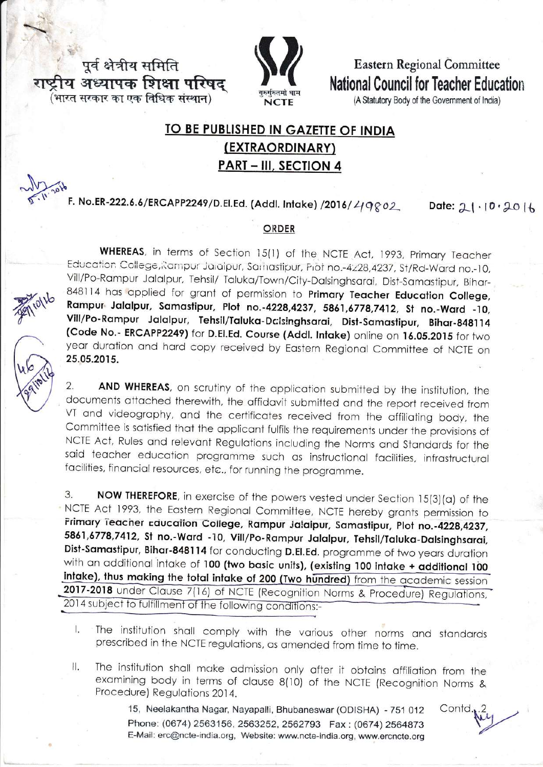पूर्व क्षेत्रीय समिति
राष्ट्रीय अध्यापक शिक्षा परिषद्
(भारत सरकार का एक विधिक संस्थान)

गुरुर्गुरुतमो धाम
NCTE

Eastern Regional Committee
**National Council for Teacher Education**
(A Statutory Body of the Government of India)

## TO BE PUBLISHED IN GAZETTE OF INDIA (EXTRAORDINARY) PART – III, SECTION 4

F. No.ER-222.6.6/ERCAPP2249/D.El.Ed. (Addl. Intake) /2016/49802    Date: 21.10.2016

### ORDER

**WHEREAS**, in terms of Section 15(1) of the NCTE Act, 1993, Primary Teacher Education College, Rampur Jalalpur, Samastipur, Plot no.-4228,4237, St/Rd-Ward no.-10, Vill/Po-Rampur Jalalpur, Tehsil/ Taluka/Town/City-Dalsinghsarai, Dist-Samastipur, Bihar-848114 has applied for grant of permission to **Primary Teacher Education College, Rampur Jalalpur, Samastipur, Plot no.-4228,4237, 5861,6778,7412, St no.-Ward -10, Vill/Po-Rampur Jalalpur, Tehsil/Taluka-Dalsinghsarai, Dist-Samastipur, Bihar-848114 (Code No.- ERCAPP2249)** for **D.El.Ed. Course (Addl. Intake)** online on **16.05.2015** for two year duration and hard copy received by Eastern Regional Committee of NCTE on **25.05.2015.**

2. **AND WHEREAS**, on scrutiny of the application submitted by the institution, the documents attached therewith, the affidavit submitted and the report received from VT and videography, and the certificates received from the affiliating body, the Committee is satisfied that the applicant fulfils the requirements under the provisions of NCTE Act, Rules and relevant Regulations including the Norms and Standards for the said teacher education programme such as instructional facilities, infrastructural facilities, financial resources, etc., for running the programme.

3. **NOW THEREFORE**, in exercise of the powers vested under Section 15(3)(a) of the NCTE Act 1993, the Eastern Regional Committee, NCTE hereby grants permission to **Primary Teacher Education College, Rampur Jalalpur, Samastipur, Plot no.-4228,4237, 5861,6778,7412, St no.-Ward -10, Vill/Po-Rampur Jalalpur, Tehsil/Taluka-Dalsinghsarai, Dist-Samastipur, Bihar-848114** for conducting **D.El.Ed.** programme of two years duration with an additional intake of **100 (two basic units), (existing 100 intake + additional 100 intake), thus making the total intake of 200 (Two hundred)** from the academic session **2017-2018** under Clause 7(16) of NCTE (Recognition Norms & Procedure) Regulations, 2014 subject to fulfillment of the following conditions:-

I. The institution shall comply with the various other norms and standards prescribed in the NCTE regulations, as amended from time to time.

II. The institution shall make admission only after it obtains affiliation from the examining body in terms of clause 8(10) of the NCTE (Recognition Norms & Procedure) Regulations 2014.

Contd..2

15, Neelakantha Nagar, Nayapalli, Bhubaneswar (ODISHA) - 751 012
Phone: (0674) 2563156, 2563252, 2562793 Fax : (0674) 2564873
E-Mail: erc@ncte-india.org, Website: www.ncte-india.org, www.ercncte.org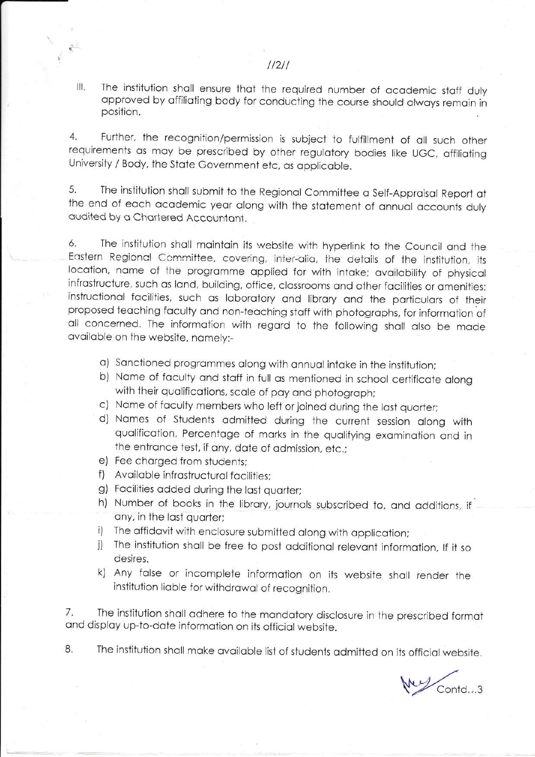III. The institution shall ensure that the required number of academic staff duly approved by affiliating body for conducting the course should always remain in position.

4. Further, the recognition/permission is subject to fulfillment of all such other requirements as may be prescribed by other regulatory bodies like UGC, affiliating University / Body, the State Government etc, as applicable.

5. The institution shall submit to the Regional Committee a Self-Appraisal Report at the end of each academic year along with the statement of annual accounts duly audited by a Chartered Accountant.

6. The institution shall maintain its website with hyperlink to the Council and the Eastern Regional Committee, covering, inter-alia, the details of the institution, its location, name of the programme applied for with intake; availability of physical infrastructure, such as land, building, office, classrooms and other facilities or amenities; instructional facilities, such as laboratory and library and the particulars of their proposed teaching faculty and non-teaching staff with photographs, for information of all concerned. The information with regard to the following shall also be made available on the website, namely:-

a) Sanctioned programmes along with annual intake in the institution;
b) Name of faculty and staff in full as mentioned in school certificate along with their qualifications, scale of pay and photograph;
c) Name of faculty members who left or joined during the last quarter;
d) Names of Students admitted during the current session along with qualification, Percentage of marks in the qualifying examination and in the entrance test, if any, date of admission, etc.;
e) Fee charged from students;
f) Available infrastructural facilities;
g) Facilities added during the last quarter;
h) Number of books in the library, journals subscribed to, and additions, if any, in the last quarter;
i) The affidavit with enclosure submitted along with application;
j) The institution shall be free to post additional relevant information, If it so desires.
k) Any false or incomplete information on its website shall render the institution liable for withdrawal of recognition.

7. The institution shall adhere to the mandatory disclosure in the prescribed format and display up-to-date information on its official website.

8. The institution shall make available list of students admitted on its official website.

Contd...3